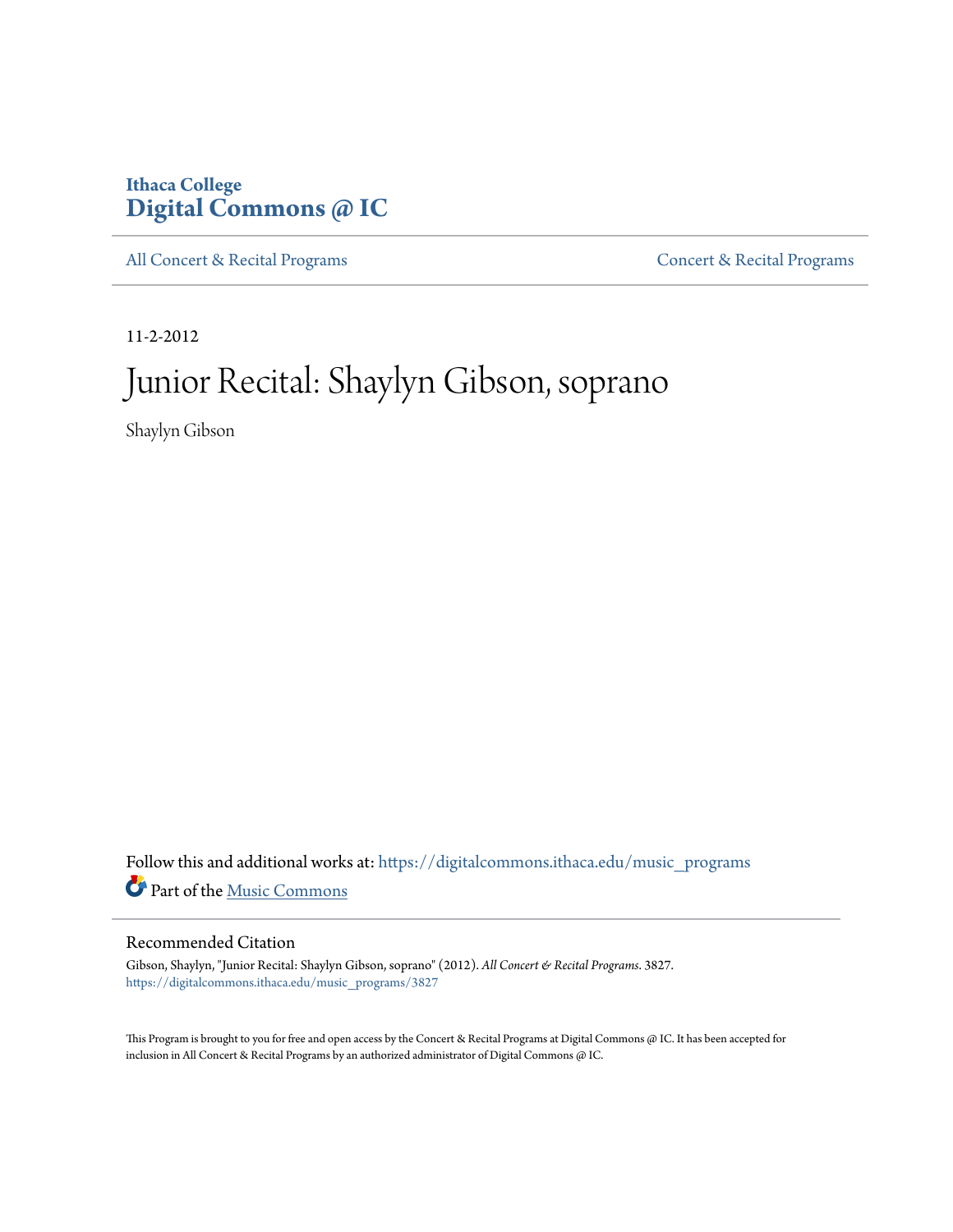Ithaca College
**Digital Commons @ IC**

All Concert & Recital Programs | Concert & Recital Programs

11-2-2012

# Junior Recital: Shaylyn Gibson, soprano

Shaylyn Gibson

Follow this and additional works at: https://digitalcommons.ithaca.edu/music_programs

Part of the Music Commons

## Recommended Citation

Gibson, Shaylyn, "Junior Recital: Shaylyn Gibson, soprano" (2012). *All Concert & Recital Programs*. 3827.
https://digitalcommons.ithaca.edu/music_programs/3827

This Program is brought to you for free and open access by the Concert & Recital Programs at Digital Commons @ IC. It has been accepted for inclusion in All Concert & Recital Programs by an authorized administrator of Digital Commons @ IC.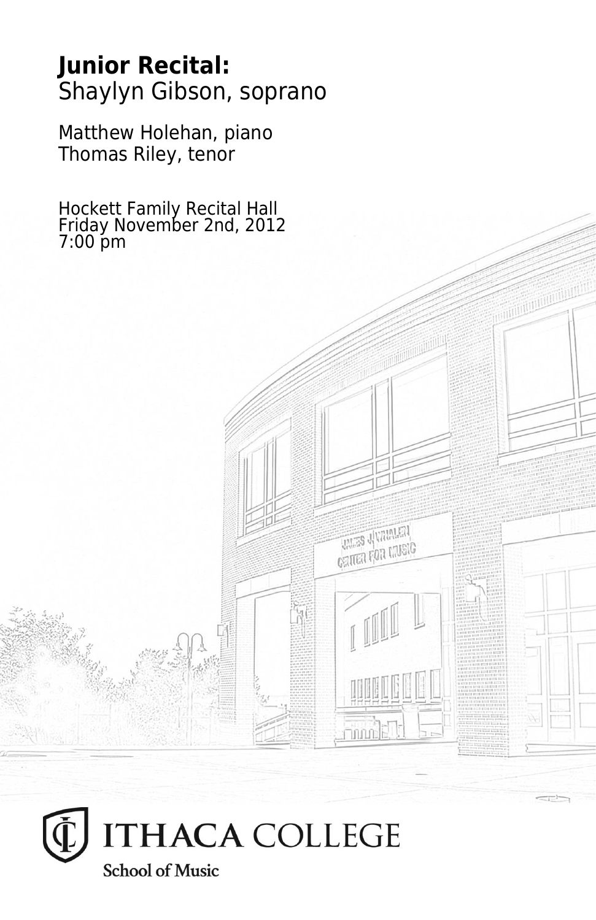**Junior Recital:**
Shaylyn Gibson, soprano

Matthew Holehan, piano
Thomas Riley, tenor

Hockett Family Recital Hall
Friday November 2nd, 2012
7:00 pm

ITHACA COLLEGE
School of Music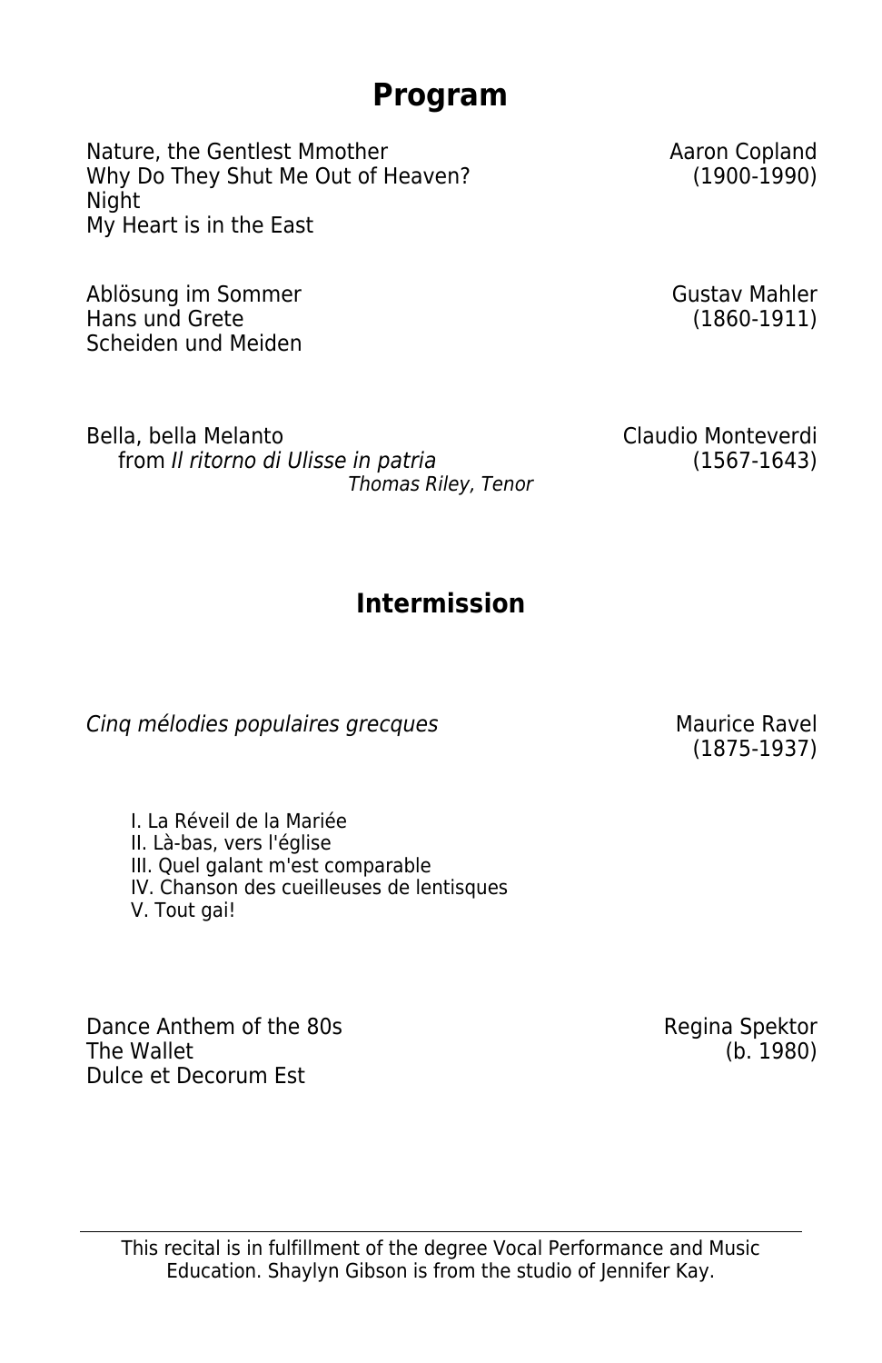# Program

Nature, the Gentlest Mmother
Why Do They Shut Me Out of Heaven?
Night
My Heart is in the East

Aaron Copland
(1900-1990)

Ablösung im Sommer
Hans und Grete
Scheiden und Meiden

Gustav Mahler
(1860-1911)

Bella, bella Melanto
from *Il ritorno di Ulisse in patria*

Claudio Monteverdi
(1567-1643)

*Thomas Riley, Tenor*

## Intermission

*Cinq mélodies populaires grecques*

Maurice Ravel
(1875-1937)

I. La Réveil de la Mariée
II. Là-bas, vers l'église
III. Quel galant m'est comparable
IV. Chanson des cueilleuses de lentisques
V. Tout gai!

Dance Anthem of the 80s
The Wallet
Dulce et Decorum Est

Regina Spektor
(b. 1980)

---

This recital is in fulfillment of the degree Vocal Performance and Music Education. Shaylyn Gibson is from the studio of Jennifer Kay.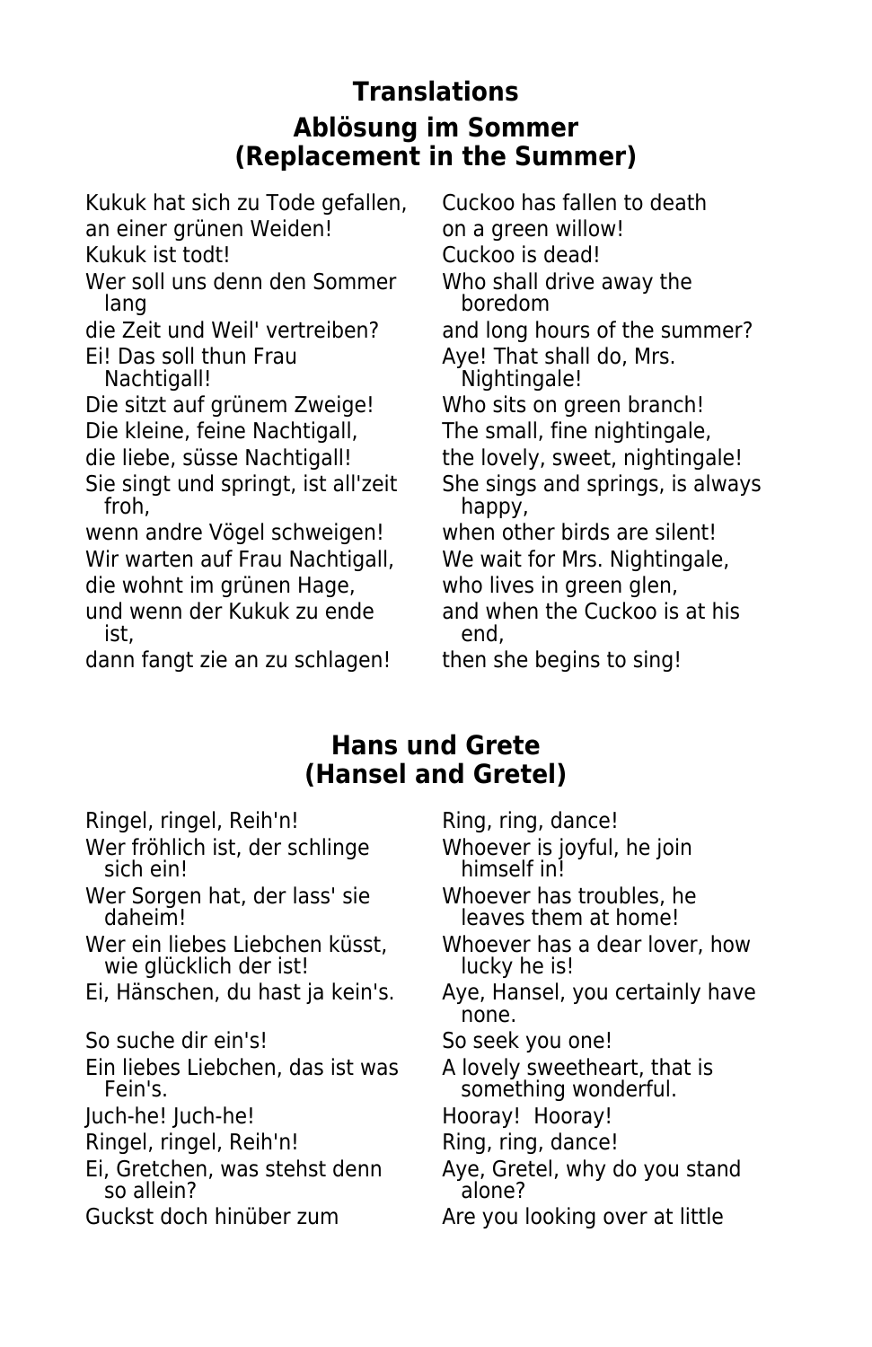# Translations

## Ablösung im Sommer
## (Replacement in the Summer)

| | |
|---|---|
| Kukuk hat sich zu Tode gefallen, | Cuckoo has fallen to death |
| an einer grünen Weiden! | on a green willow! |
| Kukuk ist todt! | Cuckoo is dead! |
| Wer soll uns denn den Sommer lang | Who shall drive away the boredom |
| die Zeit und Weil' vertreiben? | and long hours of the summer? |
| Ei! Das soll thun Frau Nachtigall! | Aye! That shall do, Mrs. Nightingale! |
| Die sitzt auf grünem Zweige! | Who sits on green branch! |
| Die kleine, feine Nachtigall, | The small, fine nightingale, |
| die liebe, süsse Nachtigall! | the lovely, sweet, nightingale! |
| Sie singt und springt, ist all'zeit froh, | She sings and springs, is always happy, |
| wenn andre Vögel schweigen! | when other birds are silent! |
| Wir warten auf Frau Nachtigall, | We wait for Mrs. Nightingale, |
| die wohnt im grünen Hage, | who lives in green glen, |
| und wenn der Kukuk zu ende ist, | and when the Cuckoo is at his end, |
| dann fangt zie an zu schlagen! | then she begins to sing! |

## Hans und Grete
## (Hansel and Gretel)

| | |
|---|---|
| Ringel, ringel, Reih'n! | Ring, ring, dance! |
| Wer fröhlich ist, der schlinge sich ein! | Whoever is joyful, he join himself in! |
| Wer Sorgen hat, der lass' sie daheim! | Whoever has troubles, he leaves them at home! |
| Wer ein liebes Liebchen küsst, wie glücklich der ist! | Whoever has a dear lover, how lucky he is! |
| Ei, Hänschen, du hast ja kein's. | Aye, Hansel, you certainly have none. |
| So suche dir ein's! | So seek you one! |
| Ein liebes Liebchen, das ist was Fein's. | A lovely sweetheart, that is something wonderful. |
| Juch-he! Juch-he! | Hooray! Hooray! |
| Ringel, ringel, Reih'n! | Ring, ring, dance! |
| Ei, Gretchen, was stehst denn so allein? | Aye, Gretel, why do you stand alone? |
| Guckst doch hinüber zum | Are you looking over at little |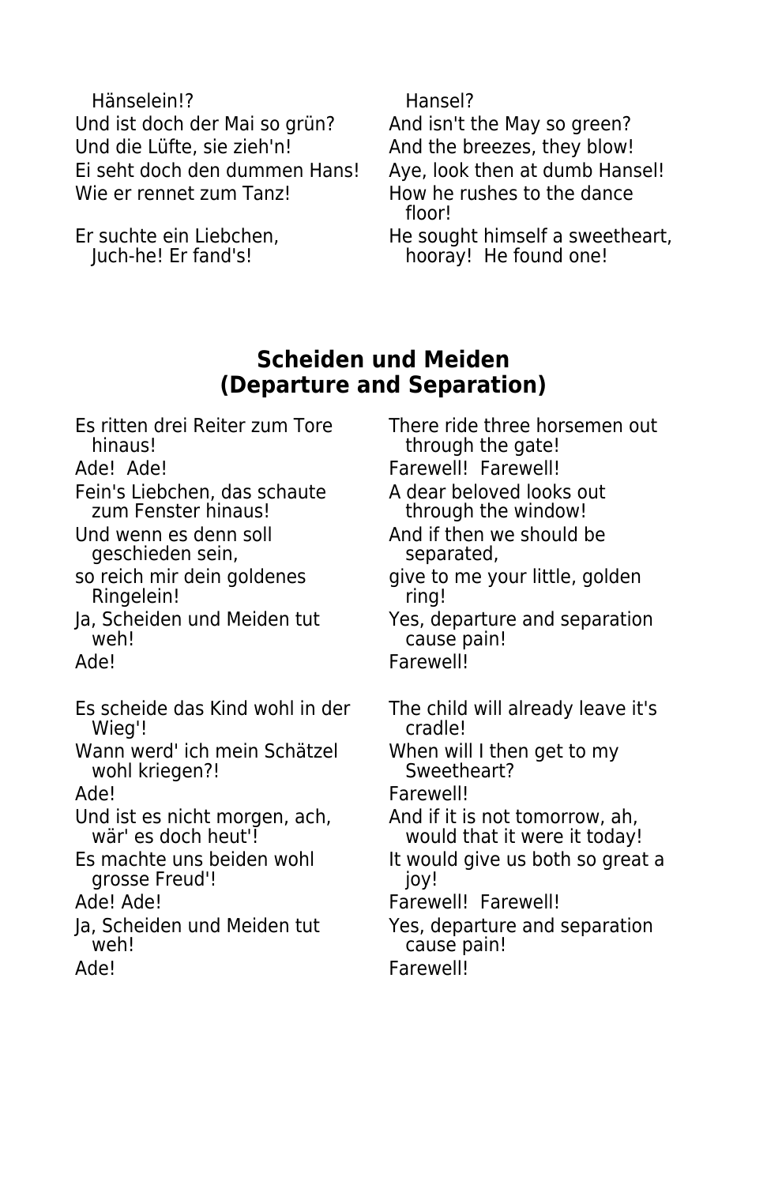| | |
|---|---|
| Hänselein!? | Hansel? |
| Und ist doch der Mai so grün? | And isn't the May so green? |
| Und die Lüfte, sie zieh'n! | And the breezes, they blow! |
| Ei seht doch den dummen Hans! | Aye, look then at dumb Hansel! |
| Wie er rennet zum Tanz! | How he rushes to the dance floor! |
| Er suchte ein Liebchen, Juch-he! Er fand's! | He sought himself a sweetheart, hooray! He found one! |

## Scheiden und Meiden
## (Departure and Separation)

| | |
|---|---|
| Es ritten drei Reiter zum Tore hinaus! | There ride three horsemen out through the gate! |
| Ade! Ade! | Farewell! Farewell! |
| Fein's Liebchen, das schaute zum Fenster hinaus! | A dear beloved looks out through the window! |
| Und wenn es denn soll geschieden sein, | And if then we should be separated, |
| so reich mir dein goldenes Ringelein! | give to me your little, golden ring! |
| Ja, Scheiden und Meiden tut weh! | Yes, departure and separation cause pain! |
| Ade! | Farewell! |
| | |
| Es scheide das Kind wohl in der Wieg'! | The child will already leave it's cradle! |
| Wann werd' ich mein Schätzel wohl kriegen?! | When will I then get to my Sweetheart? |
| Ade! | Farewell! |
| Und ist es nicht morgen, ach, wär' es doch heut'! | And if it is not tomorrow, ah, would that it were it today! |
| Es machte uns beiden wohl grosse Freud'! | It would give us both so great a joy! |
| Ade! Ade! | Farewell! Farewell! |
| Ja, Scheiden und Meiden tut weh! | Yes, departure and separation cause pain! |
| Ade! | Farewell! |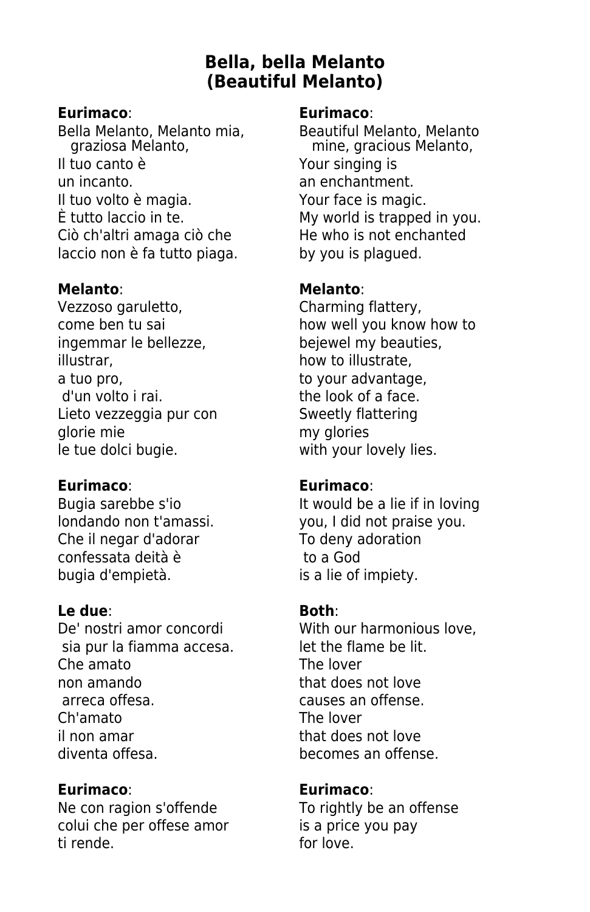# Bella, bella Melanto
# (Beautiful Melanto)

**Eurimaco**:
Bella Melanto, Melanto mia,
graziosa Melanto,
Il tuo canto è
un incanto.
Il tuo volto è magia.
È tutto laccio in te.
Ciò ch'altri amaga ciò che
laccio non è fa tutto piaga.

**Eurimaco**:
Beautiful Melanto, Melanto
mine, gracious Melanto,
Your singing is
an enchantment.
Your face is magic.
My world is trapped in you.
He who is not enchanted
by you is plagued.

**Melanto**:
Vezzoso garuletto,
come ben tu sai
ingemmar le bellezze,
illustrar,
a tuo pro,
d'un volto i rai.
Lieto vezzeggia pur con
glorie mie
le tue dolci bugie.

**Melanto**:
Charming flattery,
how well you know how to
bejewel my beauties,
how to illustrate,
to your advantage,
the look of a face.
Sweetly flattering
my glories
with your lovely lies.

**Eurimaco**:
Bugia sarebbe s'io
londando non t'amassi.
Che il negar d'adorar
confessata deità è
bugia d'empietà.

**Eurimaco**:
It would be a lie if in loving
you, I did not praise you.
To deny adoration
to a God
is a lie of impiety.

**Le due**:
De' nostri amor concordi
sia pur la fiamma accesa.
Che amato
non amando
arreca offesa.
Ch'amato
il non amar
diventa offesa.

**Both**:
With our harmonious love,
let the flame be lit.
The lover
that does not love
causes an offense.
The lover
that does not love
becomes an offense.

**Eurimaco**:
Ne con ragion s'offende
colui che per offese amor
ti rende.

**Eurimaco**:
To rightly be an offense
is a price you pay
for love.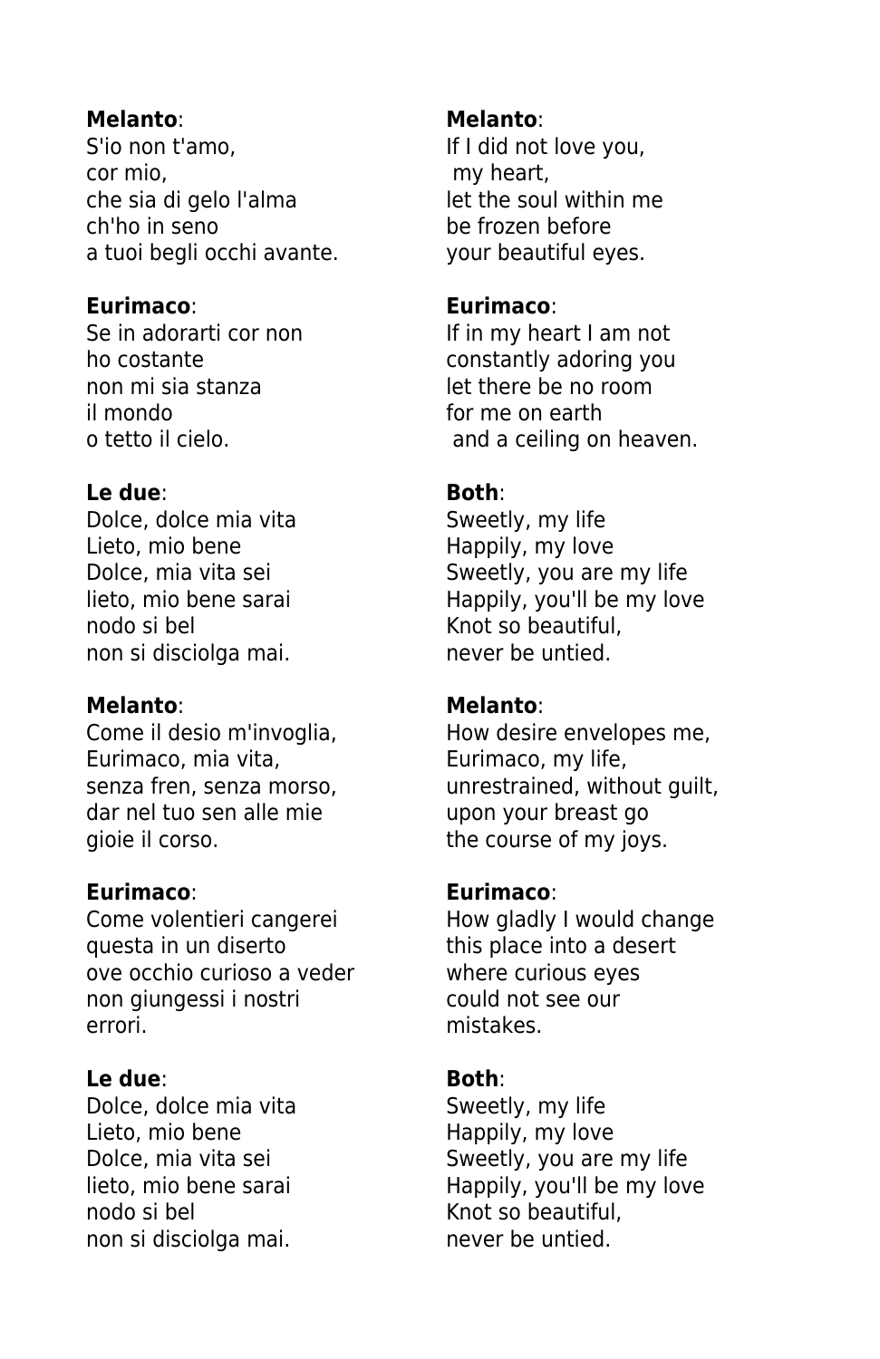**Melanto**:
S'io non t'amo,
cor mio,
che sia di gelo l'alma
ch'ho in seno
a tuoi begli occhi avante.

**Eurimaco**:
Se in adorarti cor non
ho costante
non mi sia stanza
il mondo
o tetto il cielo.

**Le due**:
Dolce, dolce mia vita
Lieto, mio bene
Dolce, mia vita sei
lieto, mio bene sarai
nodo si bel
non si disciolga mai.

**Melanto**:
Come il desio m'invoglia,
Eurimaco, mia vita,
senza fren, senza morso,
dar nel tuo sen alle mie
gioie il corso.

**Eurimaco**:
Come volentieri cangerei
questa in un diserto
ove occhio curioso a veder
non giungessi i nostri
errori.

**Le due**:
Dolce, dolce mia vita
Lieto, mio bene
Dolce, mia vita sei
lieto, mio bene sarai
nodo si bel
non si disciolga mai.

**Melanto**:
If I did not love you,
my heart,
let the soul within me
be frozen before
your beautiful eyes.

**Eurimaco**:
If in my heart I am not
constantly adoring you
let there be no room
for me on earth
and a ceiling on heaven.

**Both**:
Sweetly, my life
Happily, my love
Sweetly, you are my life
Happily, you'll be my love
Knot so beautiful,
never be untied.

**Melanto**:
How desire envelopes me,
Eurimaco, my life,
unrestrained, without guilt,
upon your breast go
the course of my joys.

**Eurimaco**:
How gladly I would change
this place into a desert
where curious eyes
could not see our
mistakes.

**Both**:
Sweetly, my life
Happily, my love
Sweetly, you are my life
Happily, you'll be my love
Knot so beautiful,
never be untied.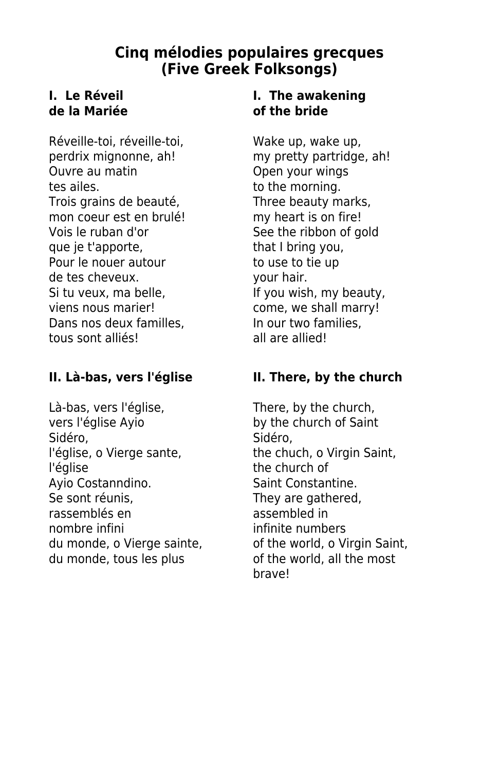# Cinq mélodies populaires grecques
# (Five Greek Folksongs)

### I. Le Réveil de la Mariée

Réveille-toi, réveille-toi,
perdrix mignonne, ah!
Ouvre au matin
tes ailes.
Trois grains de beauté,
mon coeur est en brulé!
Vois le ruban d'or
que je t'apporte,
Pour le nouer autour
de tes cheveux.
Si tu veux, ma belle,
viens nous marier!
Dans nos deux familles,
tous sont alliés!

### I. The awakening of the bride

Wake up, wake up,
my pretty partridge, ah!
Open your wings
to the morning.
Three beauty marks,
my heart is on fire!
See the ribbon of gold
that I bring you,
to use to tie up
your hair.
If you wish, my beauty,
come, we shall marry!
In our two families,
all are allied!

### II. Là-bas, vers l'église

Là-bas, vers l'église,
vers l'église Ayio
Sidéro,
l'église, o Vierge sante,
l'église
Ayio Costanndino.
Se sont réunis,
rassemblés en
nombre infini
du monde, o Vierge sainte,
du monde, tous les plus

### II. There, by the church

There, by the church,
by the church of Saint
Sidéro,
the chuch, o Virgin Saint,
the church of
Saint Constantine.
They are gathered,
assembled in
infinite numbers
of the world, o Virgin Saint,
of the world, all the most
brave!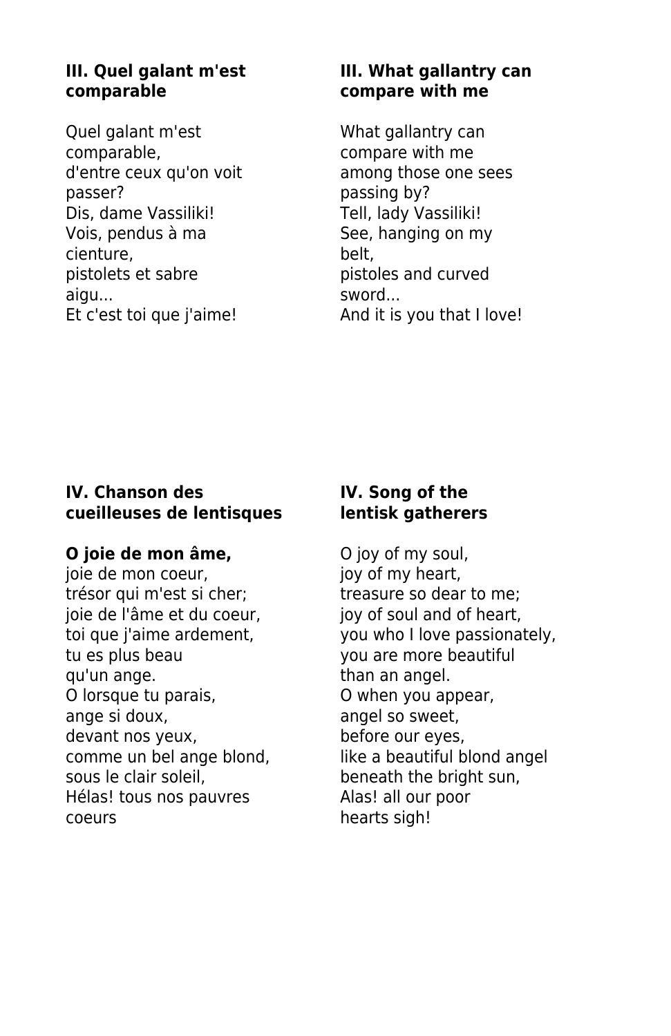### III. Quel galant m'est comparable

Quel galant m'est comparable,
d'entre ceux qu'on voit passer?
Dis, dame Vassiliki!
Vois, pendus à ma cienture,
pistolets et sabre aigu...
Et c'est toi que j'aime!

### III. What gallantry can compare with me

What gallantry can compare with me
among those one sees passing by?
Tell, lady Vassiliki!
See, hanging on my belt,
pistoles and curved sword...
And it is you that I love!

### IV. Chanson des cueilleuses de lentisques

**O joie de mon âme,**
joie de mon coeur,
trésor qui m'est si cher;
joie de l'âme et du coeur,
toi que j'aime ardement,
tu es plus beau
qu'un ange.
O lorsque tu parais,
ange si doux,
devant nos yeux,
comme un bel ange blond,
sous le clair soleil,
Hélas! tous nos pauvres coeurs

### IV. Song of the lentisk gatherers

O joy of my soul,
joy of my heart,
treasure so dear to me;
joy of soul and of heart,
you who I love passionately,
you are more beautiful
than an angel.
O when you appear,
angel so sweet,
before our eyes,
like a beautiful blond angel
beneath the bright sun,
Alas! all our poor
hearts sigh!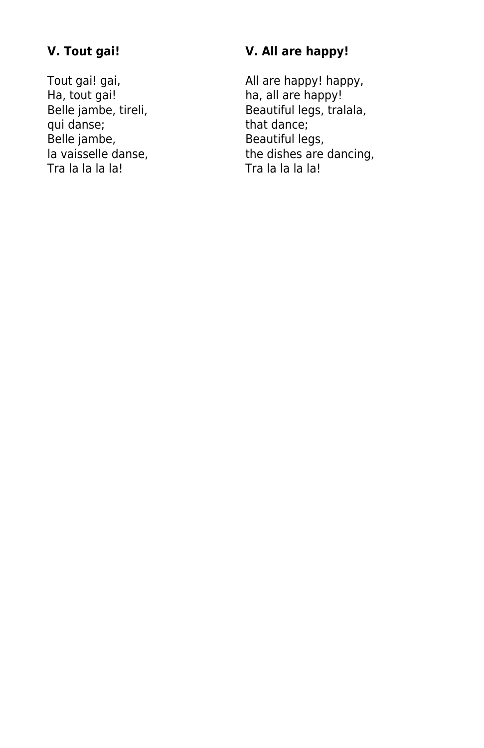**V. Tout gai!**

Tout gai! gai,
Ha, tout gai!
Belle jambe, tireli,
qui danse;
Belle jambe,
la vaisselle danse,
Tra la la la la!

**V. All are happy!**

All are happy! happy,
ha, all are happy!
Beautiful legs, tralala,
that dance;
Beautiful legs,
the dishes are dancing,
Tra la la la la!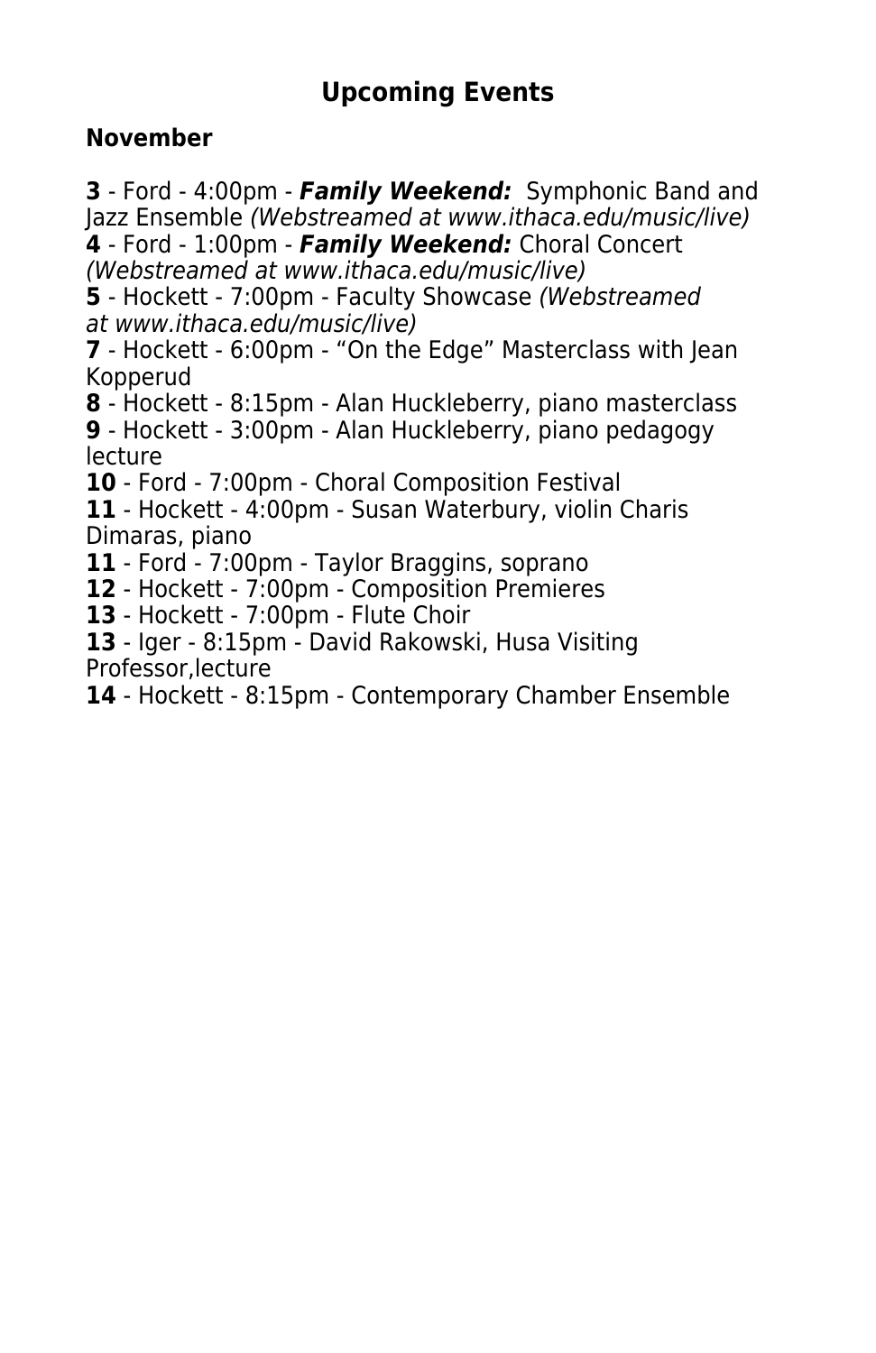## Upcoming Events

### November

**3** - Ford - 4:00pm - ***Family Weekend:*** Symphonic Band and Jazz Ensemble *(Webstreamed at www.ithaca.edu/music/live)*
**4** - Ford - 1:00pm - ***Family Weekend:*** Choral Concert *(Webstreamed at www.ithaca.edu/music/live)*
**5** - Hockett - 7:00pm - Faculty Showcase *(Webstreamed at www.ithaca.edu/music/live)*
**7** - Hockett - 6:00pm - “On the Edge” Masterclass with Jean Kopperud
**8** - Hockett - 8:15pm - Alan Huckleberry, piano masterclass
**9** - Hockett - 3:00pm - Alan Huckleberry, piano pedagogy lecture
**10** - Ford - 7:00pm - Choral Composition Festival
**11** - Hockett - 4:00pm - Susan Waterbury, violin Charis Dimaras, piano
**11** - Ford - 7:00pm - Taylor Braggins, soprano
**12** - Hockett - 7:00pm - Composition Premieres
**13** - Hockett - 7:00pm - Flute Choir
**13** - Iger - 8:15pm - David Rakowski, Husa Visiting Professor,lecture
**14** - Hockett - 8:15pm - Contemporary Chamber Ensemble